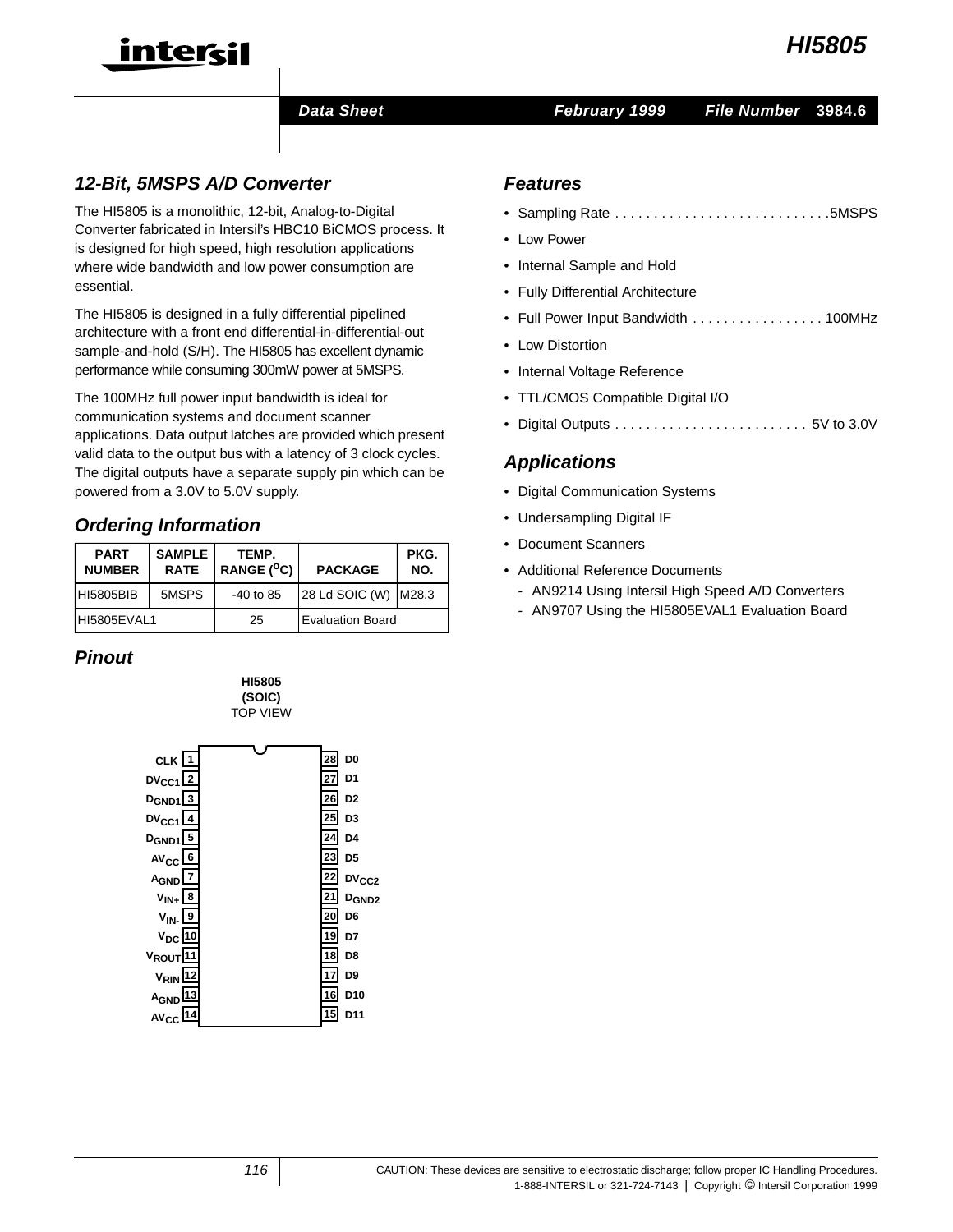# HI5805

Data Sheet | February 1999 | File Number 3984.6

## 12-Bit, 5MSPS A/D Converter

The HI5805 is a monolithic, 12-bit, Analog-to-Digital Converter fabricated in Intersil's HBC10 BiCMOS process. It is designed for high speed, high resolution applications where wide bandwidth and low power consumption are essential.

The HI5805 is designed in a fully differential pipelined architecture with a front end differential-in-differential-out sample-and-hold (S/H). The HI5805 has excellent dynamic performance while consuming 300mW power at 5MSPS.

The 100MHz full power input bandwidth is ideal for communication systems and document scanner applications. Data output latches are provided which present valid data to the output bus with a latency of 3 clock cycles. The digital outputs have a separate supply pin which can be powered from a 3.0V to 5.0V supply.

## Ordering Information

| PART NUMBER | SAMPLE RATE | TEMP. RANGE (°C) | PACKAGE | PKG. NO. |
|---|---|---|---|---|
| HI5805BIB | 5MSPS | -40 to 85 | 28 Ld SOIC (W) | M28.3 |
| HI5805EVAL1 | | 25 | Evaluation Board | |

## Pinout

HI5805 (SOIC) TOP VIEW

| Pin | Name | Pin | Name |
|---|---|---|---|
| 1 | CLK | 28 | D0 |
| 2 | $DV_{CC1}$ | 27 | D1 |
| 3 | $D_{GND1}$ | 26 | D2 |
| 4 | $DV_{CC1}$ | 25 | D3 |
| 5 | $D_{GND1}$ | 24 | D4 |
| 6 | $AV_{CC}$ | 23 | D5 |
| 7 | $A_{GND}$ | 22 | $DV_{CC2}$ |
| 8 | $V_{IN+}$ | 21 | $D_{GND2}$ |
| 9 | $V_{IN-}$ | 20 | D6 |
| 10 | $V_{DC}$ | 19 | D7 |
| 11 | $V_{ROUT}$ | 18 | D8 |
| 12 | $V_{RIN}$ | 17 | D9 |
| 13 | $A_{GND}$ | 16 | D10 |
| 14 | $AV_{CC}$ | 15 | D11 |

## Features

- Sampling Rate . . . . . . . . . . . . . . . . . . . . . . . . . . .5MSPS
- Low Power
- Internal Sample and Hold
- Fully Differential Architecture
- Full Power Input Bandwidth . . . . . . . . . . . . . . . . . 100MHz
- Low Distortion
- Internal Voltage Reference
- TTL/CMOS Compatible Digital I/O
- Digital Outputs . . . . . . . . . . . . . . . . . . . . . . . . . 5V to 3.0V

## Applications

- Digital Communication Systems
- Undersampling Digital IF
- Document Scanners
- Additional Reference Documents
  - AN9214 Using Intersil High Speed A/D Converters
  - AN9707 Using the HI5805EVAL1 Evaluation Board

CAUTION: These devices are sensitive to electrostatic discharge; follow proper IC Handling Procedures.
1-888-INTERSIL or 321-724-7143 | Copyright © Intersil Corporation 1999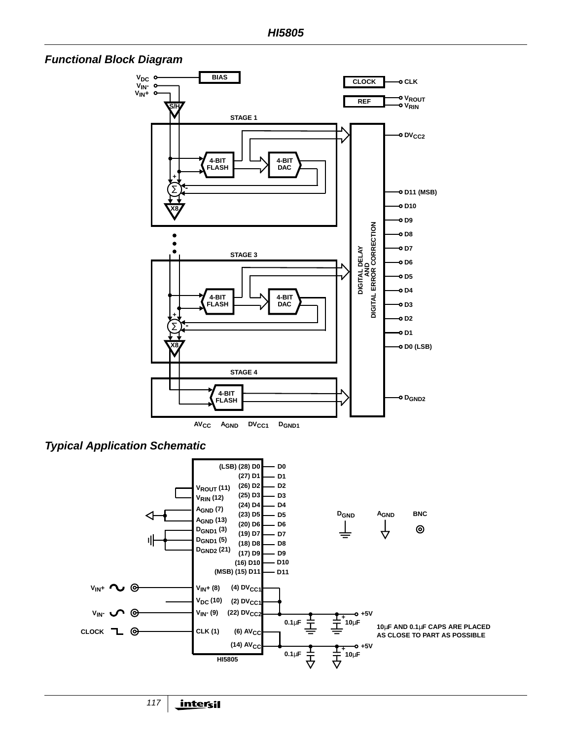## Functional Block Diagram

## Typical Application Schematic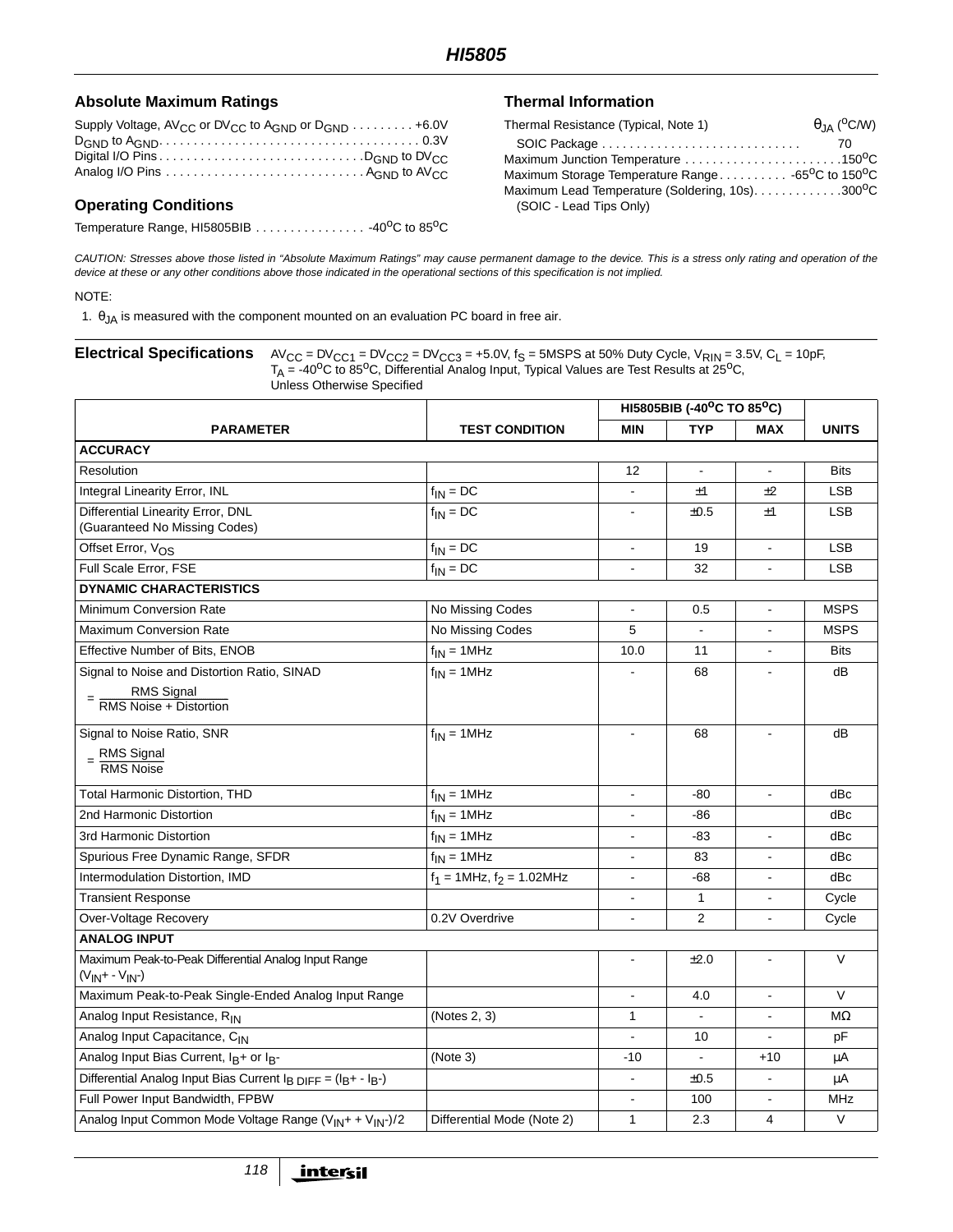## Absolute Maximum Ratings

Supply Voltage, $AV_{CC}$ or $DV_{CC}$ to $A_{GND}$ or $D_{GND}$ . . . . . . . . . +6.0V
$D_{GND}$ to $A_{GND}$. . . . . . . . . . . . . . . . . . . . . . . . . . . . . . . . . . . . . . 0.3V
Digital I/O Pins . . . . . . . . . . . . . . . . . . . . . . . . . . . . . $D_{GND}$ to $DV_{CC}$
Analog I/O Pins . . . . . . . . . . . . . . . . . . . . . . . . . . . . $A_{GND}$ to $AV_{CC}$

## Operating Conditions

Temperature Range, HI5805BIB . . . . . . . . . . . . . . . . -40°C to 85°C

## Thermal Information

| Thermal Resistance (Typical, Note 1) | $\theta_{JA}$ (°C/W) |
|---|---|
| SOIC Package . . . . . . . . . . . . . . . . . . . . . . . . . . . . | 70 |

Maximum Junction Temperature . . . . . . . . . . . . . . . . . . . . . . .150°C
Maximum Storage Temperature Range . . . . . . . . . . -65°C to 150°C
Maximum Lead Temperature (Soldering, 10s). . . . . . . . . . . . .300°C
(SOIC - Lead Tips Only)

*CAUTION: Stresses above those listed in "Absolute Maximum Ratings" may cause permanent damage to the device. This is a stress only rating and operation of the device at these or any other conditions above those indicated in the operational sections of this specification is not implied.*

NOTE:

1. $\theta_{JA}$ is measured with the component mounted on an evaluation PC board in free air.

**Electrical Specifications** $AV_{CC} = DV_{CC1} = DV_{CC2} = DV_{CC3} = +5.0V$, $f_S$ = 5MSPS at 50% Duty Cycle, $V_{RIN}$ = 3.5V, $C_L$ = 10pF, $T_A$ = -40°C to 85°C, Differential Analog Input, Typical Values are Test Results at 25°C, Unless Otherwise Specified

| PARAMETER | TEST CONDITION | HI5805BIB (-40°C TO 85°C) MIN | TYP | MAX | UNITS |
|---|---|---|---|---|---|
| **ACCURACY** | | | | | |
| Resolution | | 12 | - | - | Bits |
| Integral Linearity Error, INL | $f_{IN}$ = DC | - | ±1 | ±2 | LSB |
| Differential Linearity Error, DNL (Guaranteed No Missing Codes) | $f_{IN}$ = DC | - | ±0.5 | ±1 | LSB |
| Offset Error, $V_{OS}$ | $f_{IN}$ = DC | - | 19 | - | LSB |
| Full Scale Error, FSE | $f_{IN}$ = DC | - | 32 | - | LSB |
| **DYNAMIC CHARACTERISTICS** | | | | | |
| Minimum Conversion Rate | No Missing Codes | - | 0.5 | - | MSPS |
| Maximum Conversion Rate | No Missing Codes | 5 | - | - | MSPS |
| Effective Number of Bits, ENOB | $f_{IN}$ = 1MHz | 10.0 | 11 | - | Bits |
| Signal to Noise and Distortion Ratio, SINAD $= \frac{\text{RMS Signal}}{\text{RMS Noise + Distortion}}$ | $f_{IN}$ = 1MHz | - | 68 | - | dB |
| Signal to Noise Ratio, SNR $= \frac{\text{RMS Signal}}{\text{RMS Noise}}$ | $f_{IN}$ = 1MHz | - | 68 | - | dB |
| Total Harmonic Distortion, THD | $f_{IN}$ = 1MHz | - | -80 | - | dBc |
| 2nd Harmonic Distortion | $f_{IN}$ = 1MHz | - | -86 | | dBc |
| 3rd Harmonic Distortion | $f_{IN}$ = 1MHz | - | -83 | - | dBc |
| Spurious Free Dynamic Range, SFDR | $f_{IN}$ = 1MHz | - | 83 | - | dBc |
| Intermodulation Distortion, IMD | $f_1$ = 1MHz, $f_2$ = 1.02MHz | - | -68 | - | dBc |
| Transient Response | | - | 1 | - | Cycle |
| Over-Voltage Recovery | 0.2V Overdrive | - | 2 | - | Cycle |
| **ANALOG INPUT** | | | | | |
| Maximum Peak-to-Peak Differential Analog Input Range ($V_{IN}$+ - $V_{IN}$-) | | - | ±2.0 | - | V |
| Maximum Peak-to-Peak Single-Ended Analog Input Range | | - | 4.0 | - | V |
| Analog Input Resistance, $R_{IN}$ | (Notes 2, 3) | 1 | - | - | MΩ |
| Analog Input Capacitance, $C_{IN}$ | | - | 10 | - | pF |
| Analog Input Bias Current, $I_B$+ or $I_B$- | (Note 3) | -10 | - | +10 | µA |
| Differential Analog Input Bias Current $I_{B\ DIFF}$ = ($I_B$+ - $I_B$-) | | - | ±0.5 | - | µA |
| Full Power Input Bandwidth, FPBW | | - | 100 | - | MHz |
| Analog Input Common Mode Voltage Range ($V_{IN}$+ + $V_{IN}$-)/2 | Differential Mode (Note 2) | 1 | 2.3 | 4 | V |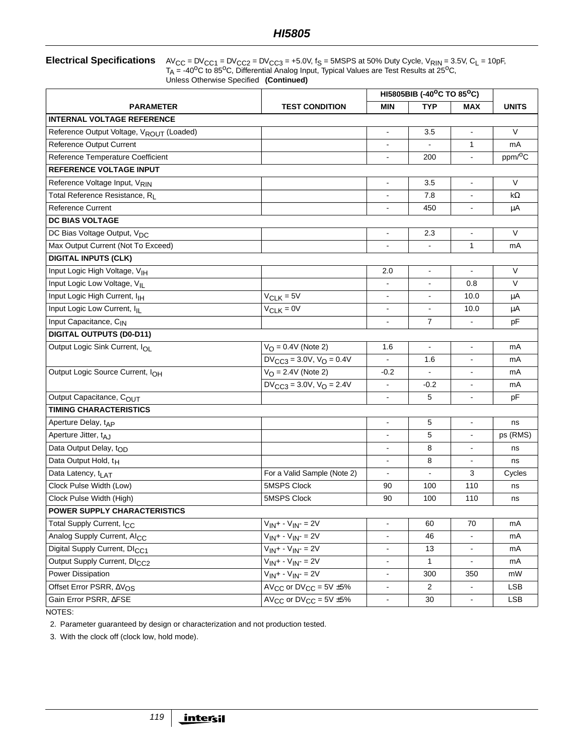**Electrical Specifications** $AV_{CC} = DV_{CC1} = DV_{CC2} = DV_{CC3} = +5.0V$, $f_S$ = 5MSPS at 50% Duty Cycle, $V_{RIN}$ = 3.5V, $C_L$ = 10pF, $T_A$ = -40°C to 85°C, Differential Analog Input, Typical Values are Test Results at 25°C, Unless Otherwise Specified **(Continued)**

| PARAMETER | TEST CONDITION | HI5805BIB (-40°C TO 85°C) MIN | TYP | MAX | UNITS |
|---|---|---|---|---|---|
| **INTERNAL VOLTAGE REFERENCE** | | | | | |
| Reference Output Voltage, $V_{ROUT}$ (Loaded) | | - | 3.5 | - | V |
| Reference Output Current | | - | - | 1 | mA |
| Reference Temperature Coefficient | | - | 200 | - | ppm/°C |
| **REFERENCE VOLTAGE INPUT** | | | | | |
| Reference Voltage Input, $V_{RIN}$ | | - | 3.5 | - | V |
| Total Reference Resistance, $R_L$ | | - | 7.8 | - | kΩ |
| Reference Current | | - | 450 | - | μA |
| **DC BIAS VOLTAGE** | | | | | |
| DC Bias Voltage Output, $V_{DC}$ | | - | 2.3 | - | V |
| Max Output Current (Not To Exceed) | | - | - | 1 | mA |
| **DIGITAL INPUTS (CLK)** | | | | | |
| Input Logic High Voltage, $V_{IH}$ | | 2.0 | - | - | V |
| Input Logic Low Voltage, $V_{IL}$ | | - | - | 0.8 | V |
| Input Logic High Current, $I_{IH}$ | $V_{CLK}$ = 5V | - | - | 10.0 | μA |
| Input Logic Low Current, $I_{IL}$ | $V_{CLK}$ = 0V | - | - | 10.0 | μA |
| Input Capacitance, $C_{IN}$ | | - | 7 | - | pF |
| **DIGITAL OUTPUTS (D0-D11)** | | | | | |
| Output Logic Sink Current, $I_{OL}$ | $V_O$ = 0.4V (Note 2) | 1.6 | - | - | mA |
| | $DV_{CC3}$ = 3.0V, $V_O$ = 0.4V | - | 1.6 | - | mA |
| Output Logic Source Current, $I_{OH}$ | $V_O$ = 2.4V (Note 2) | -0.2 | - | - | mA |
| | $DV_{CC3}$ = 3.0V, $V_O$ = 2.4V | - | -0.2 | - | mA |
| Output Capacitance, $C_{OUT}$ | | - | 5 | - | pF |
| **TIMING CHARACTERISTICS** | | | | | |
| Aperture Delay, $t_{AP}$ | | - | 5 | - | ns |
| Aperture Jitter, $t_{AJ}$ | | - | 5 | - | ps (RMS) |
| Data Output Delay, $t_{OD}$ | | - | 8 | - | ns |
| Data Output Hold, $t_H$ | | - | 8 | - | ns |
| Data Latency, $t_{LAT}$ | For a Valid Sample (Note 2) | - | - | 3 | Cycles |
| Clock Pulse Width (Low) | 5MSPS Clock | 90 | 100 | 110 | ns |
| Clock Pulse Width (High) | 5MSPS Clock | 90 | 100 | 110 | ns |
| **POWER SUPPLY CHARACTERISTICS** | | | | | |
| Total Supply Current, $I_{CC}$ | $V_{IN}+ - V_{IN}-$ = 2V | - | 60 | 70 | mA |
| Analog Supply Current, $AI_{CC}$ | $V_{IN}+ - V_{IN}-$ = 2V | - | 46 | - | mA |
| Digital Supply Current, $DI_{CC1}$ | $V_{IN}+ - V_{IN}-$ = 2V | - | 13 | - | mA |
| Output Supply Current, $DI_{CC2}$ | $V_{IN}+ - V_{IN}-$ = 2V | - | 1 | - | mA |
| Power Dissipation | $V_{IN}+ - V_{IN}-$ = 2V | - | 300 | 350 | mW |
| Offset Error PSRR, $\Delta V_{OS}$ | $AV_{CC}$ or $DV_{CC}$ = 5V ±5% | - | 2 | - | LSB |
| Gain Error PSRR, ΔFSE | $AV_{CC}$ or $DV_{CC}$ = 5V ±5% | - | 30 | - | LSB |

NOTES:

2. Parameter guaranteed by design or characterization and not production tested.

3. With the clock off (clock low, hold mode).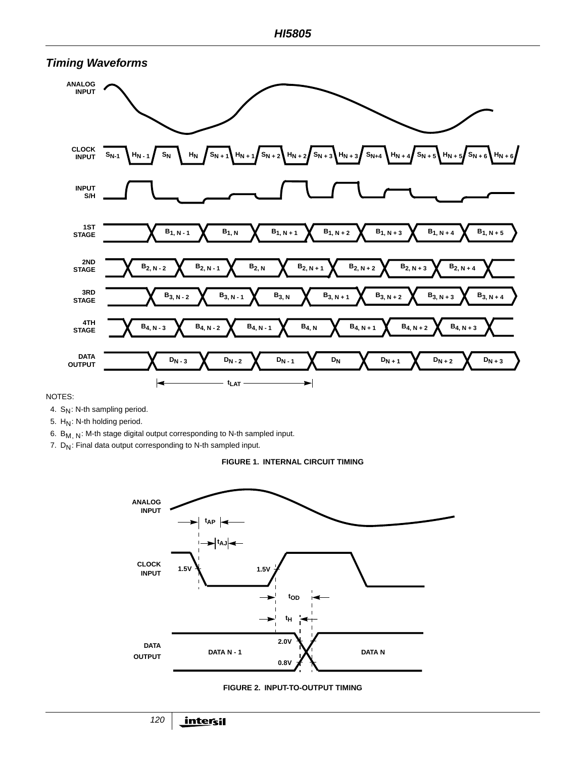## Timing Waveforms

ANALOG INPUT

CLOCK INPUT: $S_{N-1}$ $H_{N-1}$ $S_N$ $H_N$ $S_{N+1}$ $H_{N+1}$ $S_{N+2}$ $H_{N+2}$ $S_{N+3}$ $H_{N+3}$ $S_{N+4}$ $H_{N+4}$ $S_{N+5}$ $H_{N+5}$ $S_{N+6}$ $H_{N+6}$

INPUT S/H

1ST STAGE: $B_{1, N-1}$ $B_{1, N}$ $B_{1, N+1}$ $B_{1, N+2}$ $B_{1, N+3}$ $B_{1, N+4}$ $B_{1, N+5}$

2ND STAGE: $B_{2, N-2}$ $B_{2, N-1}$ $B_{2, N}$ $B_{2, N+1}$ $B_{2, N+2}$ $B_{2, N+3}$ $B_{2, N+4}$

3RD STAGE: $B_{3, N-2}$ $B_{3, N-1}$ $B_{3, N}$ $B_{3, N+1}$ $B_{3, N+2}$ $B_{3, N+3}$ $B_{3, N+4}$

4TH STAGE: $B_{4, N-3}$ $B_{4, N-2}$ $B_{4, N-1}$ $B_{4, N}$ $B_{4, N+1}$ $B_{4, N+2}$ $B_{4, N+3}$

DATA OUTPUT: $D_{N-3}$ $D_{N-2}$ $D_{N-1}$ $D_N$ $D_{N+1}$ $D_{N+2}$ $D_{N+3}$

$t_{LAT}$

NOTES:

4. $S_N$: N-th sampling period.
5. $H_N$: N-th holding period.
6. $B_{M, N}$: M-th stage digital output corresponding to N-th sampled input.
7. $D_N$: Final data output corresponding to N-th sampled input.

**FIGURE 1. INTERNAL CIRCUIT TIMING**

ANALOG INPUT

$t_{AP}$

$t_{AJ}$

CLOCK INPUT: 1.5V 1.5V

$t_{OD}$

$t_H$

DATA OUTPUT: DATA N - 1, 2.0V, 0.8V, DATA N

**FIGURE 2. INPUT-TO-OUTPUT TIMING**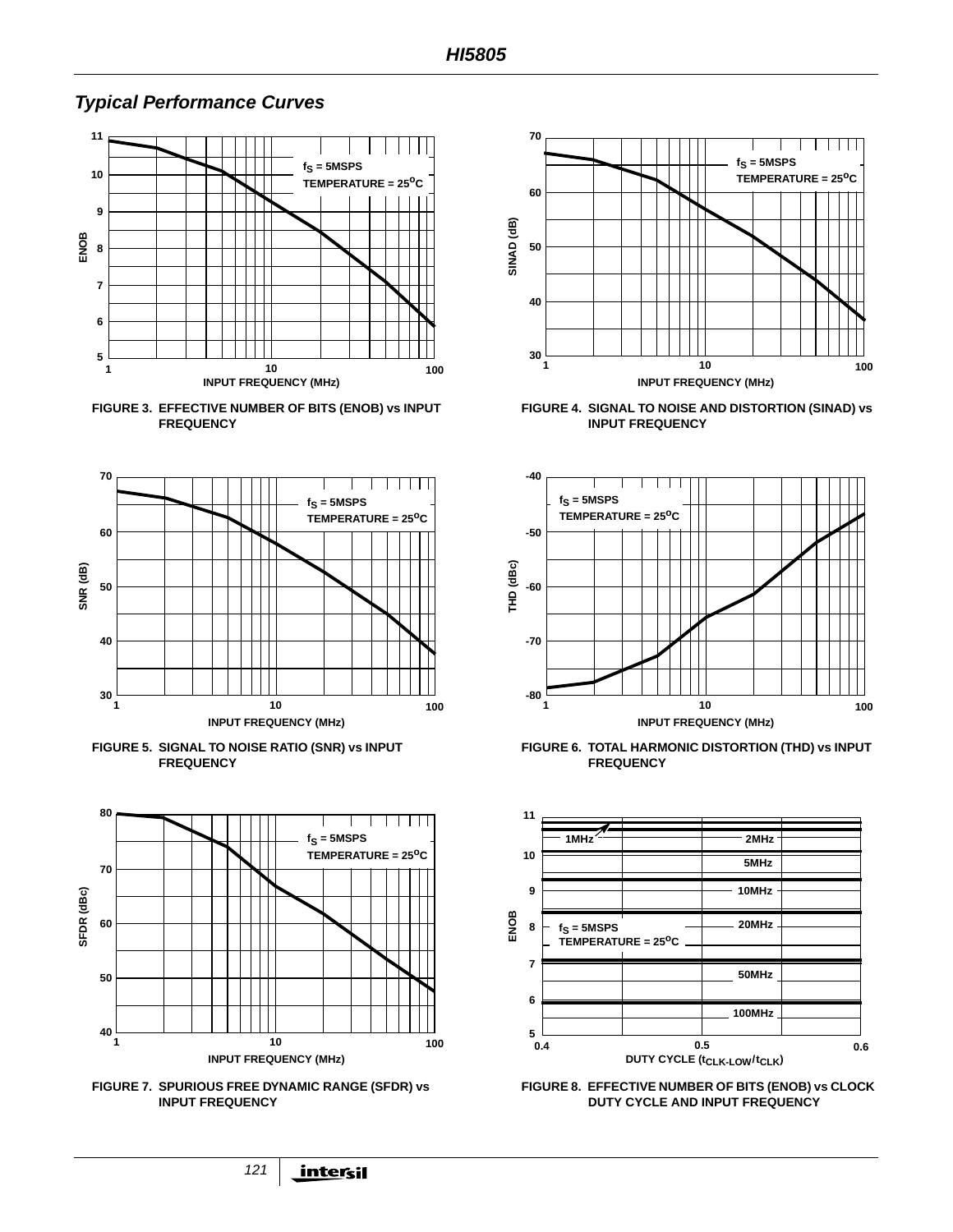## *Typical Performance Curves*

FIGURE 3. EFFECTIVE NUMBER OF BITS (ENOB) vs INPUT FREQUENCY

FIGURE 4. SIGNAL TO NOISE AND DISTORTION (SINAD) vs INPUT FREQUENCY

FIGURE 5. SIGNAL TO NOISE RATIO (SNR) vs INPUT FREQUENCY

FIGURE 6. TOTAL HARMONIC DISTORTION (THD) vs INPUT FREQUENCY

FIGURE 7. SPURIOUS FREE DYNAMIC RANGE (SFDR) vs INPUT FREQUENCY

FIGURE 8. EFFECTIVE NUMBER OF BITS (ENOB) vs CLOCK DUTY CYCLE AND INPUT FREQUENCY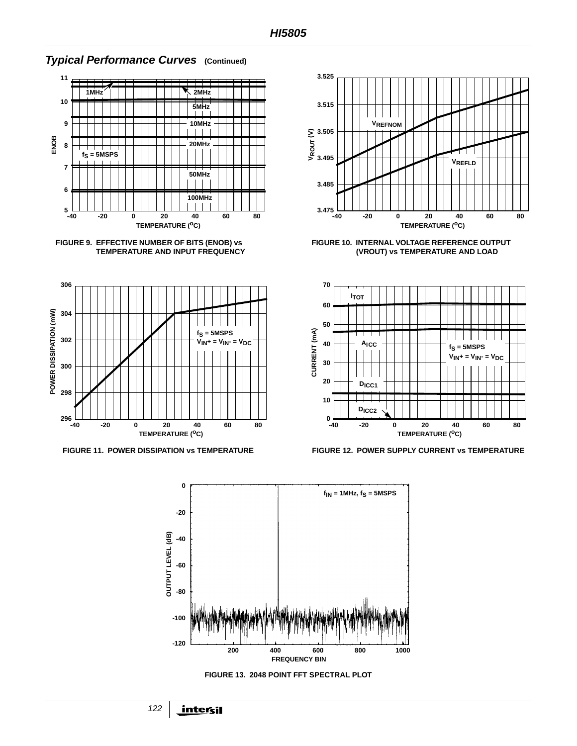## *Typical Performance Curves* (Continued)

FIGURE 9. EFFECTIVE NUMBER OF BITS (ENOB) vs TEMPERATURE AND INPUT FREQUENCY

FIGURE 10. INTERNAL VOLTAGE REFERENCE OUTPUT (VROUT) vs TEMPERATURE AND LOAD

FIGURE 11. POWER DISSIPATION vs TEMPERATURE

FIGURE 12. POWER SUPPLY CURRENT vs TEMPERATURE

FIGURE 13. 2048 POINT FFT SPECTRAL PLOT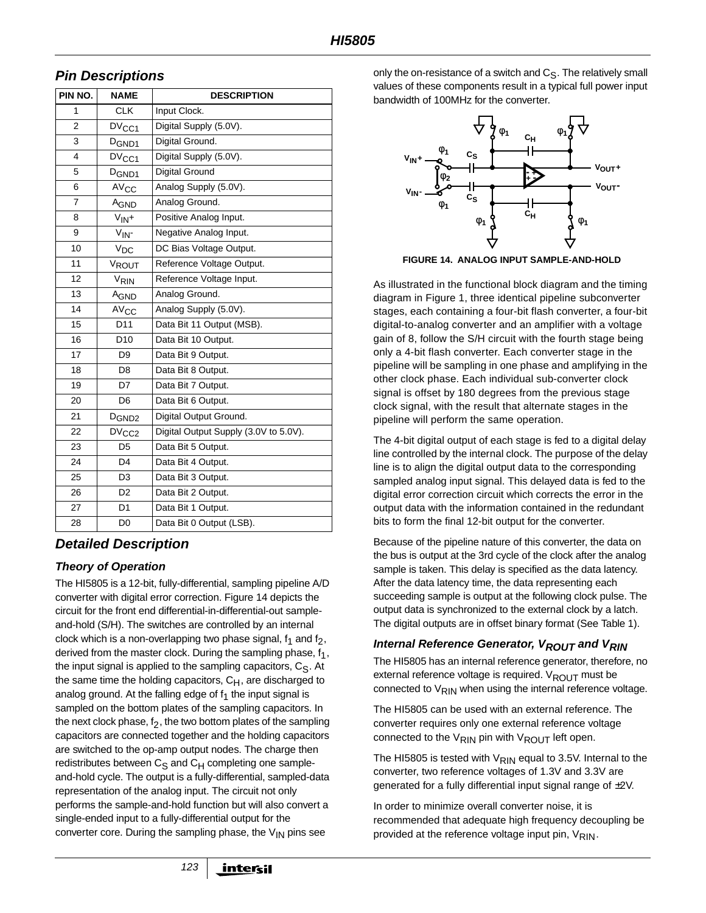## Pin Descriptions

| PIN NO. | NAME | DESCRIPTION |
|---|---|---|
| 1 | CLK | Input Clock. |
| 2 | $DV_{CC1}$ | Digital Supply (5.0V). |
| 3 | $D_{GND1}$ | Digital Ground. |
| 4 | $DV_{CC1}$ | Digital Supply (5.0V). |
| 5 | $D_{GND1}$ | Digital Ground |
| 6 | $AV_{CC}$ | Analog Supply (5.0V). |
| 7 | $A_{GND}$ | Analog Ground. |
| 8 | $V_{IN}+$ | Positive Analog Input. |
| 9 | $V_{IN}-$ | Negative Analog Input. |
| 10 | $V_{DC}$ | DC Bias Voltage Output. |
| 11 | $V_{ROUT}$ | Reference Voltage Output. |
| 12 | $V_{RIN}$ | Reference Voltage Input. |
| 13 | $A_{GND}$ | Analog Ground. |
| 14 | $AV_{CC}$ | Analog Supply (5.0V). |
| 15 | D11 | Data Bit 11 Output (MSB). |
| 16 | D10 | Data Bit 10 Output. |
| 17 | D9 | Data Bit 9 Output. |
| 18 | D8 | Data Bit 8 Output. |
| 19 | D7 | Data Bit 7 Output. |
| 20 | D6 | Data Bit 6 Output. |
| 21 | $D_{GND2}$ | Digital Output Ground. |
| 22 | $DV_{CC2}$ | Digital Output Supply (3.0V to 5.0V). |
| 23 | D5 | Data Bit 5 Output. |
| 24 | D4 | Data Bit 4 Output. |
| 25 | D3 | Data Bit 3 Output. |
| 26 | D2 | Data Bit 2 Output. |
| 27 | D1 | Data Bit 1 Output. |
| 28 | D0 | Data Bit 0 Output (LSB). |

## Detailed Description

### Theory of Operation

The HI5805 is a 12-bit, fully-differential, sampling pipeline A/D converter with digital error correction. Figure 14 depicts the circuit for the front end differential-in-differential-out sample-and-hold (S/H). The switches are controlled by an internal clock which is a non-overlapping two phase signal, $f_1$ and $f_2$, derived from the master clock. During the sampling phase, $f_1$, the input signal is applied to the sampling capacitors, $C_S$. At the same time the holding capacitors, $C_H$, are discharged to analog ground. At the falling edge of $f_1$ the input signal is sampled on the bottom plates of the sampling capacitors. In the next clock phase, $f_2$, the two bottom plates of the sampling capacitors are connected together and the holding capacitors are switched to the op-amp output nodes. The charge then redistributes between $C_S$ and $C_H$ completing one sample-and-hold cycle. The output is a fully-differential, sampled-data representation of the analog input. The circuit not only performs the sample-and-hold function but will also convert a single-ended input to a fully-differential output for the converter core. During the sampling phase, the $V_{IN}$ pins see only the on-resistance of a switch and $C_S$. The relatively small values of these components result in a typical full power input bandwidth of 100MHz for the converter.

**FIGURE 14. ANALOG INPUT SAMPLE-AND-HOLD**

As illustrated in the functional block diagram and the timing diagram in Figure 1, three identical pipeline subconverter stages, each containing a four-bit flash converter, a four-bit digital-to-analog converter and an amplifier with a voltage gain of 8, follow the S/H circuit with the fourth stage being only a 4-bit flash converter. Each converter stage in the pipeline will be sampling in one phase and amplifying in the other clock phase. Each individual sub-converter clock signal is offset by 180 degrees from the previous stage clock signal, with the result that alternate stages in the pipeline will perform the same operation.

The 4-bit digital output of each stage is fed to a digital delay line controlled by the internal clock. The purpose of the delay line is to align the digital output data to the corresponding sampled analog input signal. This delayed data is fed to the digital error correction circuit which corrects the error in the output data with the information contained in the redundant bits to form the final 12-bit output for the converter.

Because of the pipeline nature of this converter, the data on the bus is output at the 3rd cycle of the clock after the analog sample is taken. This delay is specified as the data latency. After the data latency time, the data representing each succeeding sample is output at the following clock pulse. The output data is synchronized to the external clock by a latch. The digital outputs are in offset binary format (See Table 1).

### Internal Reference Generator, $V_{ROUT}$ and $V_{RIN}$

The HI5805 has an internal reference generator, therefore, no external reference voltage is required. $V_{ROUT}$ must be connected to $V_{RIN}$ when using the internal reference voltage.

The HI5805 can be used with an external reference. The converter requires only one external reference voltage connected to the $V_{RIN}$ pin with $V_{ROUT}$ left open.

The HI5805 is tested with $V_{RIN}$ equal to 3.5V. Internal to the converter, two reference voltages of 1.3V and 3.3V are generated for a fully differential input signal range of ±2V.

In order to minimize overall converter noise, it is recommended that adequate high frequency decoupling be provided at the reference voltage input pin, $V_{RIN}$.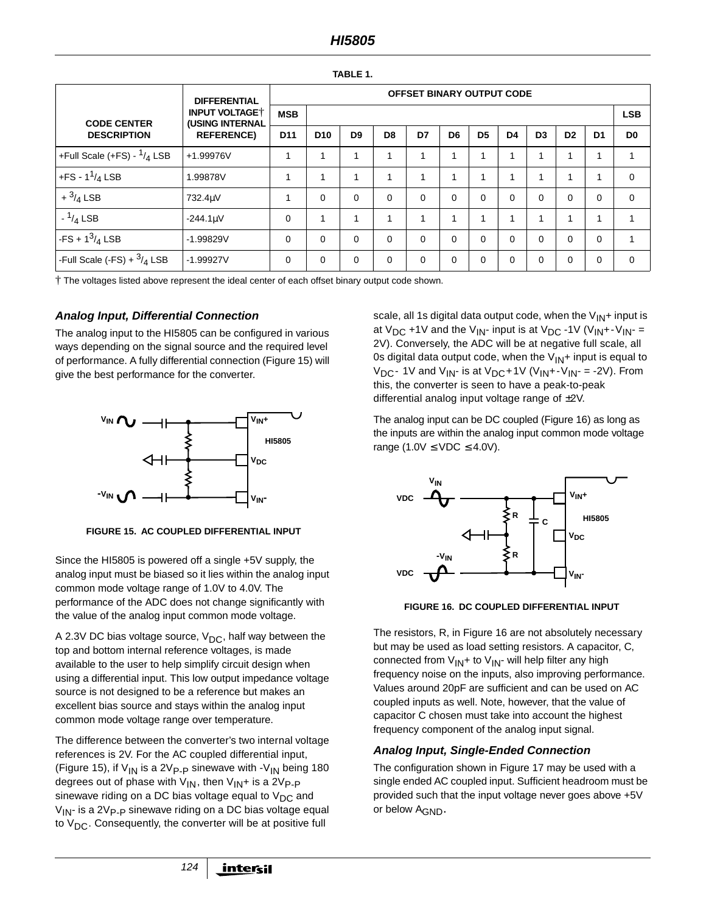TABLE 1.

| CODE CENTER DESCRIPTION | DIFFERENTIAL INPUT VOLTAGE† (USING INTERNAL REFERENCE) | OFFSET BINARY OUTPUT CODE | | | | | | | | | | | |
|---|---|---|---|---|---|---|---|---|---|---|---|---|---|
| | | MSB | | | | | | | | | | | LSB |
| | | D11 | D10 | D9 | D8 | D7 | D6 | D5 | D4 | D3 | D2 | D1 | D0 |
| +Full Scale (+FS) - $^1/_4$ LSB | +1.99976V | 1 | 1 | 1 | 1 | 1 | 1 | 1 | 1 | 1 | 1 | 1 | 1 |
| +FS - $1^1/_4$ LSB | 1.99878V | 1 | 1 | 1 | 1 | 1 | 1 | 1 | 1 | 1 | 1 | 1 | 0 |
| + $^3/_4$ LSB | 732.4µV | 1 | 0 | 0 | 0 | 0 | 0 | 0 | 0 | 0 | 0 | 0 | 0 |
| - $^1/_4$ LSB | -244.1µV | 0 | 1 | 1 | 1 | 1 | 1 | 1 | 1 | 1 | 1 | 1 | 1 |
| -FS + $1^3/_4$ LSB | -1.99829V | 0 | 0 | 0 | 0 | 0 | 0 | 0 | 0 | 0 | 0 | 0 | 1 |
| -Full Scale (-FS) + $^3/_4$ LSB | -1.99927V | 0 | 0 | 0 | 0 | 0 | 0 | 0 | 0 | 0 | 0 | 0 | 0 |

† The voltages listed above represent the ideal center of each offset binary output code shown.

### *Analog Input, Differential Connection*

The analog input to the HI5805 can be configured in various ways depending on the signal source and the required level of performance. A fully differential connection (Figure 15) will give the best performance for the converter.

FIGURE 15. AC COUPLED DIFFERENTIAL INPUT

Since the HI5805 is powered off a single +5V supply, the analog input must be biased so it lies within the analog input common mode voltage range of 1.0V to 4.0V. The performance of the ADC does not change significantly with the value of the analog input common mode voltage.

A 2.3V DC bias voltage source, $V_{DC}$, half way between the top and bottom internal reference voltages, is made available to the user to help simplify circuit design when using a differential input. This low output impedance voltage source is not designed to be a reference but makes an excellent bias source and stays within the analog input common mode voltage range over temperature.

The difference between the converter's two internal voltage references is 2V. For the AC coupled differential input, (Figure 15), if $V_{IN}$ is a $2V_{P-P}$ sinewave with $-V_{IN}$ being 180 degrees out of phase with $V_{IN}$, then $V_{IN}+$ is a $2V_{P-P}$ sinewave riding on a DC bias voltage equal to $V_{DC}$ and $V_{IN}-$ is a $2V_{P-P}$ sinewave riding on a DC bias voltage equal to $V_{DC}$. Consequently, the converter will be at positive full scale, all 1s digital data output code, when the $V_{IN}+$ input is at $V_{DC}$ +1V and the $V_{IN}-$ input is at $V_{DC}$ -1V ($V_{IN}+ - V_{IN}- = 2V$). Conversely, the ADC will be at negative full scale, all 0s digital data output code, when the $V_{IN}+$ input is equal to $V_{DC}$ - 1V and $V_{IN}-$ is at $V_{DC}$+1V ($V_{IN}+ - V_{IN}- = -2V$). From this, the converter is seen to have a peak-to-peak differential analog input voltage range of ±2V.

The analog input can be DC coupled (Figure 16) as long as the inputs are within the analog input common mode voltage range ($1.0V \leq VDC \leq 4.0V$).

FIGURE 16. DC COUPLED DIFFERENTIAL INPUT

The resistors, R, in Figure 16 are not absolutely necessary but may be used as load setting resistors. A capacitor, C, connected from $V_{IN}+$ to $V_{IN}-$ will help filter any high frequency noise on the inputs, also improving performance. Values around 20pF are sufficient and can be used on AC coupled inputs as well. Note, however, that the value of capacitor C chosen must take into account the highest frequency component of the analog input signal.

### *Analog Input, Single-Ended Connection*

The configuration shown in Figure 17 may be used with a single ended AC coupled input. Sufficient headroom must be provided such that the input voltage never goes above +5V or below $A_{GND}$.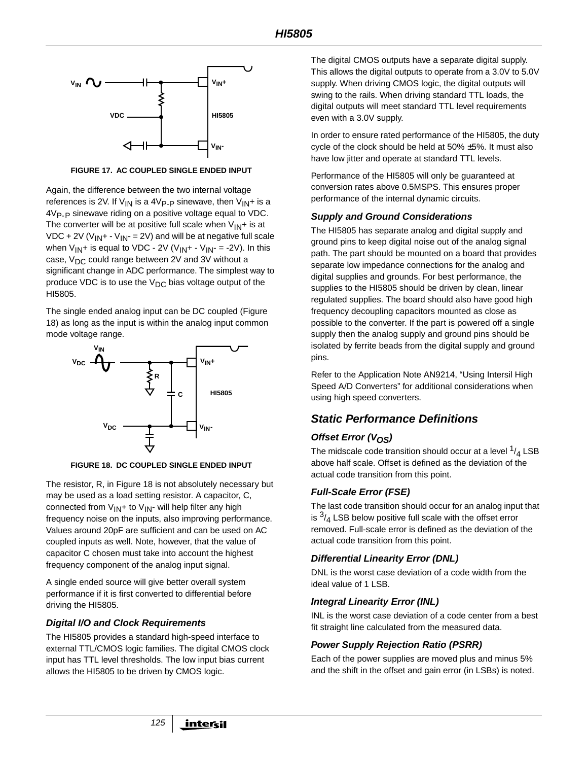FIGURE 17. AC COUPLED SINGLE ENDED INPUT

Again, the difference between the two internal voltage references is 2V. If $V_{IN}$ is a $4V_{P-P}$ sinewave, then $V_{IN}+$ is a $4V_{P-P}$ sinewave riding on a positive voltage equal to VDC. The converter will be at positive full scale when $V_{IN}+$ is at VDC + 2V ($V_{IN}+$ - $V_{IN}-$ = 2V) and will be at negative full scale when $V_{IN}+$ is equal to VDC - 2V ($V_{IN}+$ - $V_{IN}-$ = -2V). In this case, $V_{DC}$ could range between 2V and 3V without a significant change in ADC performance. The simplest way to produce VDC is to use the $V_{DC}$ bias voltage output of the HI5805.

The single ended analog input can be DC coupled (Figure 18) as long as the input is within the analog input common mode voltage range.

FIGURE 18. DC COUPLED SINGLE ENDED INPUT

The resistor, R, in Figure 18 is not absolutely necessary but may be used as a load setting resistor. A capacitor, C, connected from $V_{IN}+$ to $V_{IN}-$ will help filter any high frequency noise on the inputs, also improving performance. Values around 20pF are sufficient and can be used on AC coupled inputs as well. Note, however, that the value of capacitor C chosen must take into account the highest frequency component of the analog input signal.

A single ended source will give better overall system performance if it is first converted to differential before driving the HI5805.

### *Digital I/O and Clock Requirements*

The HI5805 provides a standard high-speed interface to external TTL/CMOS logic families. The digital CMOS clock input has TTL level thresholds. The low input bias current allows the HI5805 to be driven by CMOS logic.

The digital CMOS outputs have a separate digital supply. This allows the digital outputs to operate from a 3.0V to 5.0V supply. When driving CMOS logic, the digital outputs will swing to the rails. When driving standard TTL loads, the digital outputs will meet standard TTL level requirements even with a 3.0V supply.

In order to ensure rated performance of the HI5805, the duty cycle of the clock should be held at 50% ±5%. It must also have low jitter and operate at standard TTL levels.

Performance of the HI5805 will only be guaranteed at conversion rates above 0.5MSPS. This ensures proper performance of the internal dynamic circuits.

### *Supply and Ground Considerations*

The HI5805 has separate analog and digital supply and ground pins to keep digital noise out of the analog signal path. The part should be mounted on a board that provides separate low impedance connections for the analog and digital supplies and grounds. For best performance, the supplies to the HI5805 should be driven by clean, linear regulated supplies. The board should also have good high frequency decoupling capacitors mounted as close as possible to the converter. If the part is powered off a single supply then the analog supply and ground pins should be isolated by ferrite beads from the digital supply and ground pins.

Refer to the Application Note AN9214, “Using Intersil High Speed A/D Converters” for additional considerations when using high speed converters.

## *Static Performance Definitions*

### *Offset Error ($V_{OS}$)*

The midscale code transition should occur at a level $^1/_4$ LSB above half scale. Offset is defined as the deviation of the actual code transition from this point.

### *Full-Scale Error (FSE)*

The last code transition should occur for an analog input that is $^3/_4$ LSB below positive full scale with the offset error removed. Full-scale error is defined as the deviation of the actual code transition from this point.

### *Differential Linearity Error (DNL)*

DNL is the worst case deviation of a code width from the ideal value of 1 LSB.

### *Integral Linearity Error (INL)*

INL is the worst case deviation of a code center from a best fit straight line calculated from the measured data.

### *Power Supply Rejection Ratio (PSRR)*

Each of the power supplies are moved plus and minus 5% and the shift in the offset and gain error (in LSBs) is noted.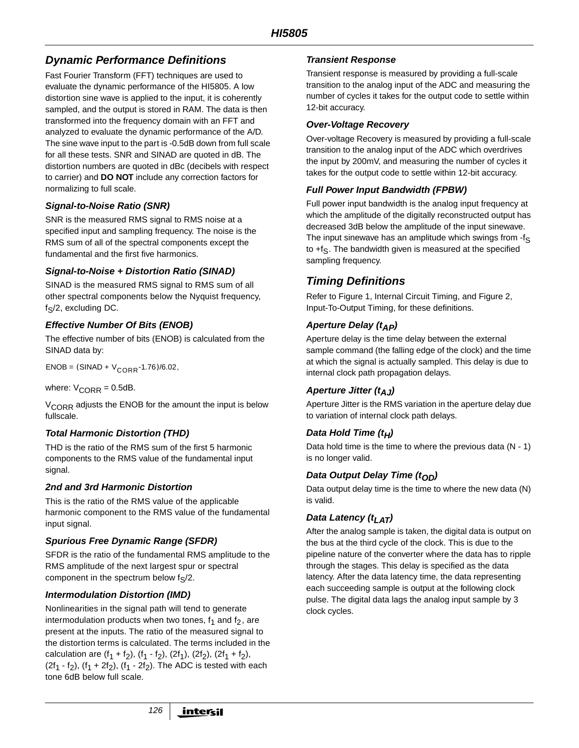## Dynamic Performance Definitions

Fast Fourier Transform (FFT) techniques are used to evaluate the dynamic performance of the HI5805. A low distortion sine wave is applied to the input, it is coherently sampled, and the output is stored in RAM. The data is then transformed into the frequency domain with an FFT and analyzed to evaluate the dynamic performance of the A/D. The sine wave input to the part is -0.5dB down from full scale for all these tests. SNR and SINAD are quoted in dB. The distortion numbers are quoted in dBc (decibels with respect to carrier) and **DO NOT** include any correction factors for normalizing to full scale.

### Signal-to-Noise Ratio (SNR)

SNR is the measured RMS signal to RMS noise at a specified input and sampling frequency. The noise is the RMS sum of all of the spectral components except the fundamental and the first five harmonics.

### Signal-to-Noise + Distortion Ratio (SINAD)

SINAD is the measured RMS signal to RMS sum of all other spectral components below the Nyquist frequency, $f_S/2$, excluding DC.

### Effective Number Of Bits (ENOB)

The effective number of bits (ENOB) is calculated from the SINAD data by:

$$ENOB = (SINAD + V_{CORR} - 1.76)/6.02,$$

where: $V_{CORR}$ = 0.5dB.

$V_{CORR}$ adjusts the ENOB for the amount the input is below fullscale.

### Total Harmonic Distortion (THD)

THD is the ratio of the RMS sum of the first 5 harmonic components to the RMS value of the fundamental input signal.

### 2nd and 3rd Harmonic Distortion

This is the ratio of the RMS value of the applicable harmonic component to the RMS value of the fundamental input signal.

### Spurious Free Dynamic Range (SFDR)

SFDR is the ratio of the fundamental RMS amplitude to the RMS amplitude of the next largest spur or spectral component in the spectrum below $f_S/2$.

### Intermodulation Distortion (IMD)

Nonlinearities in the signal path will tend to generate intermodulation products when two tones, $f_1$ and $f_2$, are present at the inputs. The ratio of the measured signal to the distortion terms is calculated. The terms included in the calculation are $(f_1 + f_2)$, $(f_1 - f_2)$, $(2f_1)$, $(2f_2)$, $(2f_1 + f_2)$, $(2f_1 - f_2)$, $(f_1 + 2f_2)$, $(f_1 - 2f_2)$. The ADC is tested with each tone 6dB below full scale.

### Transient Response

Transient response is measured by providing a full-scale transition to the analog input of the ADC and measuring the number of cycles it takes for the output code to settle within 12-bit accuracy.

### Over-Voltage Recovery

Over-voltage Recovery is measured by providing a full-scale transition to the analog input of the ADC which overdrives the input by 200mV, and measuring the number of cycles it takes for the output code to settle within 12-bit accuracy.

### Full Power Input Bandwidth (FPBW)

Full power input bandwidth is the analog input frequency at which the amplitude of the digitally reconstructed output has decreased 3dB below the amplitude of the input sinewave. The input sinewave has an amplitude which swings from $-f_S$ to $+f_S$. The bandwidth given is measured at the specified sampling frequency.

## Timing Definitions

Refer to Figure 1, Internal Circuit Timing, and Figure 2, Input-To-Output Timing, for these definitions.

### Aperture Delay ($t_{AP}$)

Aperture delay is the time delay between the external sample command (the falling edge of the clock) and the time at which the signal is actually sampled. This delay is due to internal clock path propagation delays.

### Aperture Jitter ($t_{AJ}$)

Aperture Jitter is the RMS variation in the aperture delay due to variation of internal clock path delays.

### Data Hold Time ($t_H$)

Data hold time is the time to where the previous data (N - 1) is no longer valid.

### Data Output Delay Time ($t_{OD}$)

Data output delay time is the time to where the new data (N) is valid.

### Data Latency ($t_{LAT}$)

After the analog sample is taken, the digital data is output on the bus at the third cycle of the clock. This is due to the pipeline nature of the converter where the data has to ripple through the stages. This delay is specified as the data latency. After the data latency time, the data representing each succeeding sample is output at the following clock pulse. The digital data lags the analog input sample by 3 clock cycles.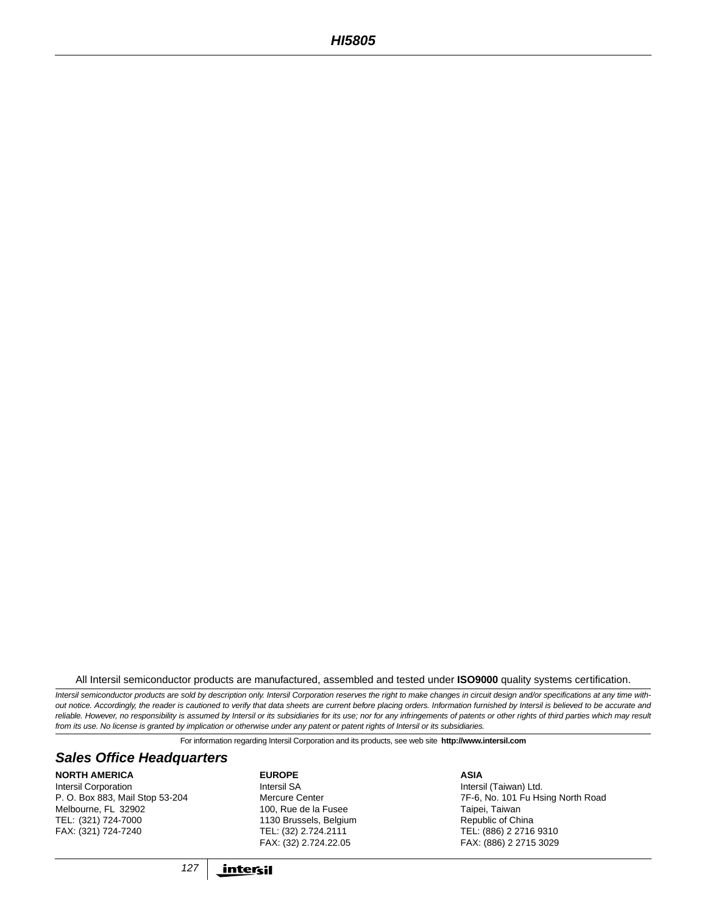All Intersil semiconductor products are manufactured, assembled and tested under **ISO9000** quality systems certification.

*Intersil semiconductor products are sold by description only. Intersil Corporation reserves the right to make changes in circuit design and/or specifications at any time without notice. Accordingly, the reader is cautioned to verify that data sheets are current before placing orders. Information furnished by Intersil is believed to be accurate and reliable. However, no responsibility is assumed by Intersil or its subsidiaries for its use; nor for any infringements of patents or other rights of third parties which may result from its use. No license is granted by implication or otherwise under any patent or patent rights of Intersil or its subsidiaries.*

For information regarding Intersil Corporation and its products, see web site **http://www.intersil.com**

## *Sales Office Headquarters*

**NORTH AMERICA**
Intersil Corporation
P. O. Box 883, Mail Stop 53-204
Melbourne, FL 32902
TEL: (321) 724-7000
FAX: (321) 724-7240

**EUROPE**
Intersil SA
Mercure Center
100, Rue de la Fusee
1130 Brussels, Belgium
TEL: (32) 2.724.2111
FAX: (32) 2.724.22.05

**ASIA**
Intersil (Taiwan) Ltd.
7F-6, No. 101 Fu Hsing North Road
Taipei, Taiwan
Republic of China
TEL: (886) 2 2716 9310
FAX: (886) 2 2715 3029